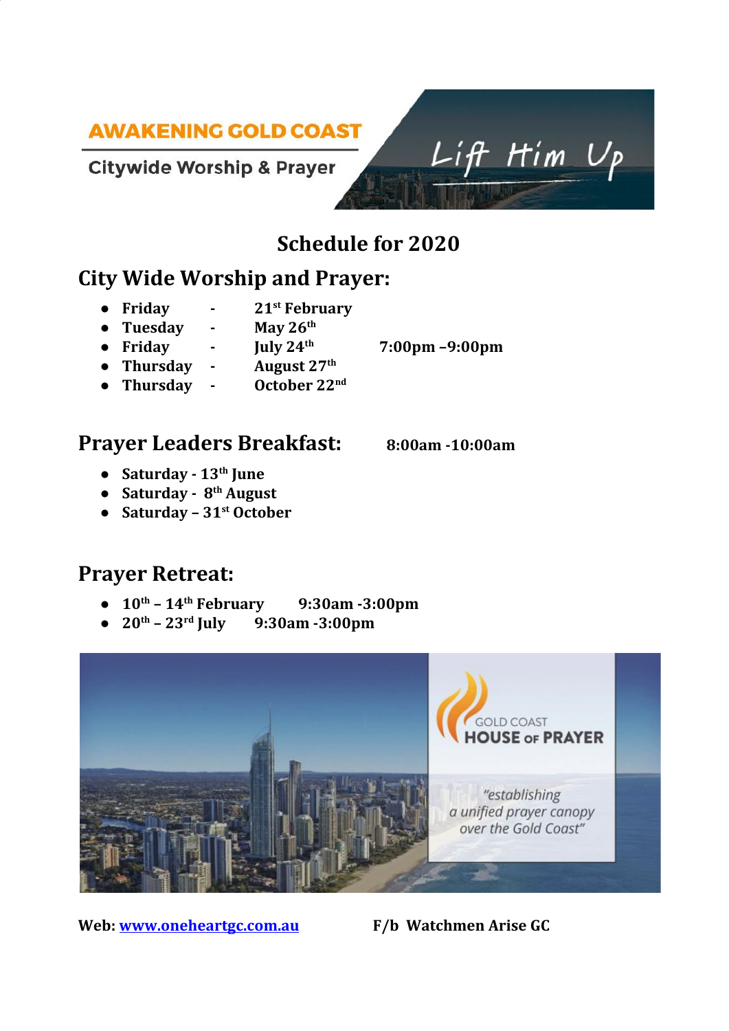AWAKENING GOLD COAST

Citywide Worship & Prayer

Lift Him Up

# Schedule for 2020

## City Wide Worship and Prayer:

- **Friday - 21st February**
- **Tuesday - May 26th**
- **Friday - July 24th** **7:00pm –9:00pm**
- **Thursday - August 27th**
- **Thursday - October 22nd**

## Prayer Leaders Breakfast: **8:00am -10:00am**

- **Saturday - 13th June**
- **Saturday - 8th August**
- **Saturday – 31st October**

## Prayer Retreat:

- **10th – 14th February 9:30am -3:00pm**
- **20th – 23rd July 9:30am -3:00pm**

GOLD COAST HOUSE OF PRAYER

*"establishing a unified prayer canopy over the Gold Coast"*

**Web: [www.oneheartgc.com.au](http://www.oneheartgc.com.au)** **F/b Watchmen Arise GC**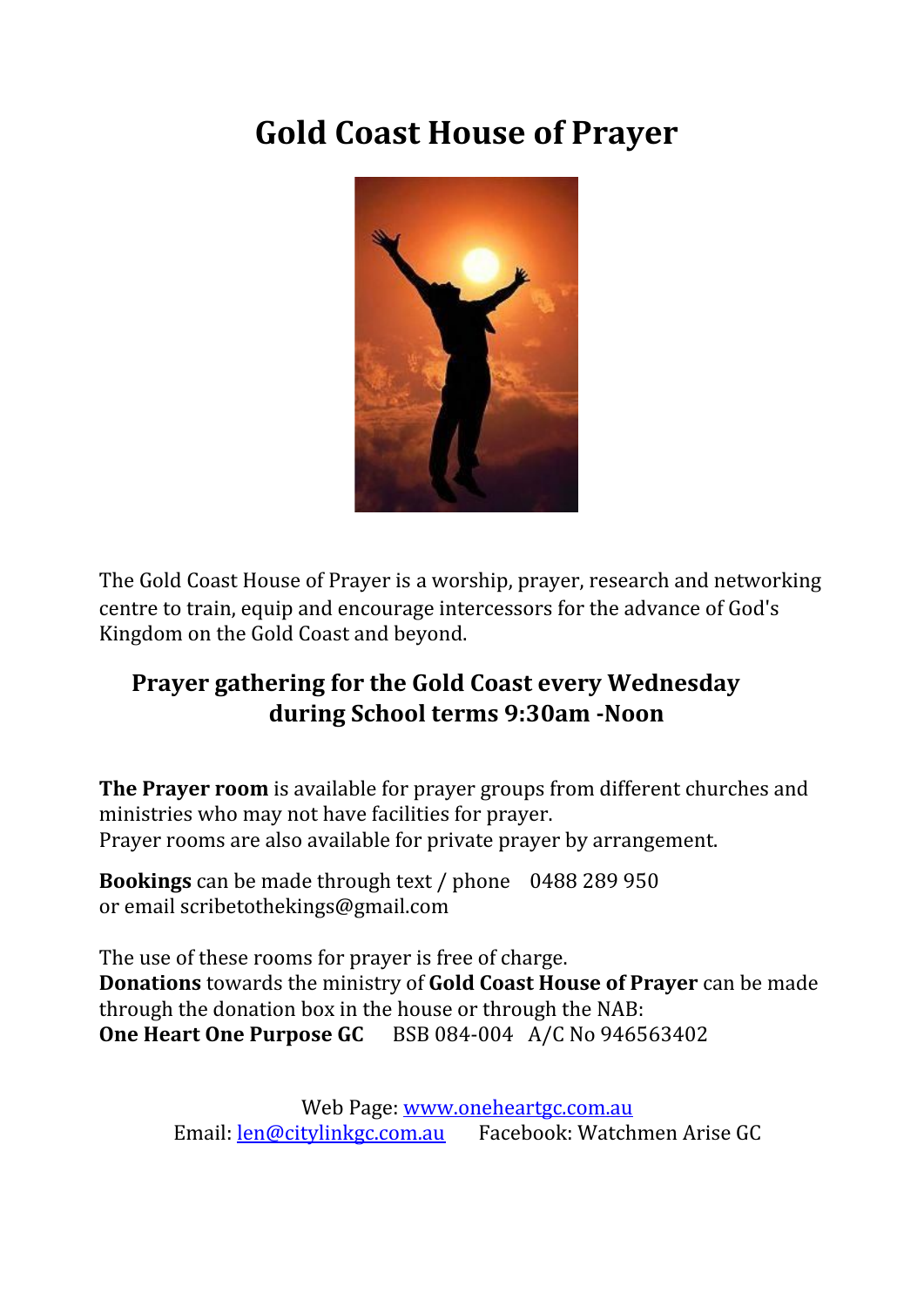# Gold Coast House of Prayer

The Gold Coast House of Prayer is a worship, prayer, research and networking centre to train, equip and encourage intercessors for the advance of God's Kingdom on the Gold Coast and beyond.

**Prayer gathering for the Gold Coast every Wednesday during School terms 9:30am -Noon**

**The Prayer room** is available for prayer groups from different churches and ministries who may not have facilities for prayer.
Prayer rooms are also available for private prayer by arrangement.

**Bookings** can be made through text / phone 0488 289 950
or email scribetothekings@gmail.com

The use of these rooms for prayer is free of charge.
**Donations** towards the ministry of **Gold Coast House of Prayer** can be made through the donation box in the house or through the NAB:
**One Heart One Purpose GC** BSB 084-004 A/C No 946563402

Web Page: www.oneheartgc.com.au
Email: len@citylinkgc.com.au Facebook: Watchmen Arise GC